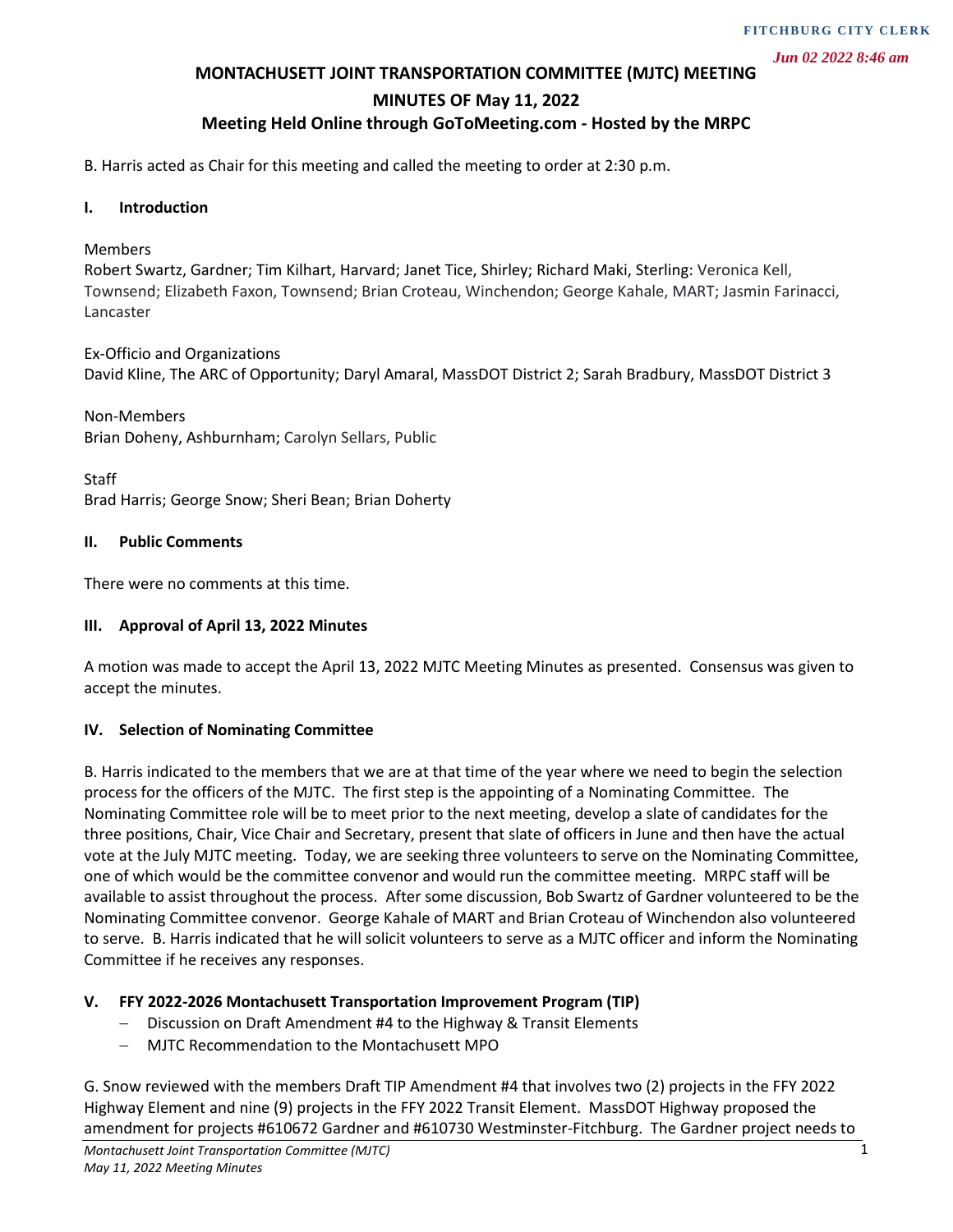FITCHBURG CITY CLERK

*Jun 02 2022 8:46 am*

# MONTACHUSETT JOINT TRANSPORTATION COMMITTEE (MJTC) MEETING

## MINUTES OF May 11, 2022

## Meeting Held Online through GoToMeeting.com - Hosted by the MRPC

B. Harris acted as Chair for this meeting and called the meeting to order at 2:30 p.m.

### I. Introduction

Members
Robert Swartz, Gardner; Tim Kilhart, Harvard; Janet Tice, Shirley; Richard Maki, Sterling: Veronica Kell, Townsend; Elizabeth Faxon, Townsend; Brian Croteau, Winchendon; George Kahale, MART; Jasmin Farinacci, Lancaster

Ex-Officio and Organizations
David Kline, The ARC of Opportunity; Daryl Amaral, MassDOT District 2; Sarah Bradbury, MassDOT District 3

Non-Members
Brian Doheny, Ashburnham; Carolyn Sellars, Public

Staff
Brad Harris; George Snow; Sheri Bean; Brian Doherty

### II. Public Comments

There were no comments at this time.

### III. Approval of April 13, 2022 Minutes

A motion was made to accept the April 13, 2022 MJTC Meeting Minutes as presented. Consensus was given to accept the minutes.

### IV. Selection of Nominating Committee

B. Harris indicated to the members that we are at that time of the year where we need to begin the selection process for the officers of the MJTC. The first step is the appointing of a Nominating Committee. The Nominating Committee role will be to meet prior to the next meeting, develop a slate of candidates for the three positions, Chair, Vice Chair and Secretary, present that slate of officers in June and then have the actual vote at the July MJTC meeting. Today, we are seeking three volunteers to serve on the Nominating Committee, one of which would be the committee convenor and would run the committee meeting. MRPC staff will be available to assist throughout the process. After some discussion, Bob Swartz of Gardner volunteered to be the Nominating Committee convenor. George Kahale of MART and Brian Croteau of Winchendon also volunteered to serve. B. Harris indicated that he will solicit volunteers to serve as a MJTC officer and inform the Nominating Committee if he receives any responses.

### V. FFY 2022-2026 Montachusett Transportation Improvement Program (TIP)

- Discussion on Draft Amendment #4 to the Highway & Transit Elements
- MJTC Recommendation to the Montachusett MPO

G. Snow reviewed with the members Draft TIP Amendment #4 that involves two (2) projects in the FFY 2022 Highway Element and nine (9) projects in the FFY 2022 Transit Element. MassDOT Highway proposed the amendment for projects #610672 Gardner and #610730 Westminster-Fitchburg. The Gardner project needs to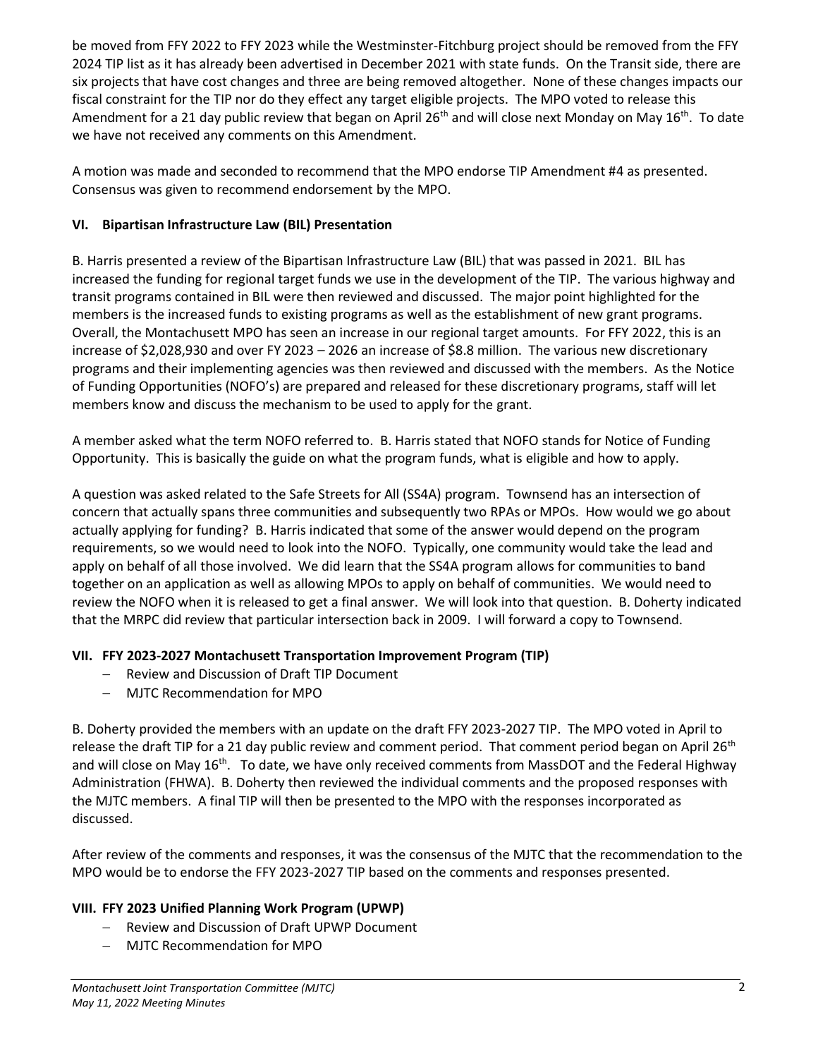be moved from FFY 2022 to FFY 2023 while the Westminster-Fitchburg project should be removed from the FFY 2024 TIP list as it has already been advertised in December 2021 with state funds. On the Transit side, there are six projects that have cost changes and three are being removed altogether. None of these changes impacts our fiscal constraint for the TIP nor do they effect any target eligible projects. The MPO voted to release this Amendment for a 21 day public review that began on April 26th and will close next Monday on May 16th. To date we have not received any comments on this Amendment.

A motion was made and seconded to recommend that the MPO endorse TIP Amendment #4 as presented. Consensus was given to recommend endorsement by the MPO.

## VI. Bipartisan Infrastructure Law (BIL) Presentation

B. Harris presented a review of the Bipartisan Infrastructure Law (BIL) that was passed in 2021. BIL has increased the funding for regional target funds we use in the development of the TIP. The various highway and transit programs contained in BIL were then reviewed and discussed. The major point highlighted for the members is the increased funds to existing programs as well as the establishment of new grant programs. Overall, the Montachusett MPO has seen an increase in our regional target amounts. For FFY 2022, this is an increase of $2,028,930 and over FY 2023 – 2026 an increase of $8.8 million. The various new discretionary programs and their implementing agencies was then reviewed and discussed with the members. As the Notice of Funding Opportunities (NOFO's) are prepared and released for these discretionary programs, staff will let members know and discuss the mechanism to be used to apply for the grant.

A member asked what the term NOFO referred to. B. Harris stated that NOFO stands for Notice of Funding Opportunity. This is basically the guide on what the program funds, what is eligible and how to apply.

A question was asked related to the Safe Streets for All (SS4A) program. Townsend has an intersection of concern that actually spans three communities and subsequently two RPAs or MPOs. How would we go about actually applying for funding? B. Harris indicated that some of the answer would depend on the program requirements, so we would need to look into the NOFO. Typically, one community would take the lead and apply on behalf of all those involved. We did learn that the SS4A program allows for communities to band together on an application as well as allowing MPOs to apply on behalf of communities. We would need to review the NOFO when it is released to get a final answer. We will look into that question. B. Doherty indicated that the MRPC did review that particular intersection back in 2009. I will forward a copy to Townsend.

## VII. FFY 2023-2027 Montachusett Transportation Improvement Program (TIP)

- Review and Discussion of Draft TIP Document
- MJTC Recommendation for MPO

B. Doherty provided the members with an update on the draft FFY 2023-2027 TIP. The MPO voted in April to release the draft TIP for a 21 day public review and comment period. That comment period began on April 26th and will close on May 16th. To date, we have only received comments from MassDOT and the Federal Highway Administration (FHWA). B. Doherty then reviewed the individual comments and the proposed responses with the MJTC members. A final TIP will then be presented to the MPO with the responses incorporated as discussed.

After review of the comments and responses, it was the consensus of the MJTC that the recommendation to the MPO would be to endorse the FFY 2023-2027 TIP based on the comments and responses presented.

## VIII. FFY 2023 Unified Planning Work Program (UPWP)

- Review and Discussion of Draft UPWP Document
- MJTC Recommendation for MPO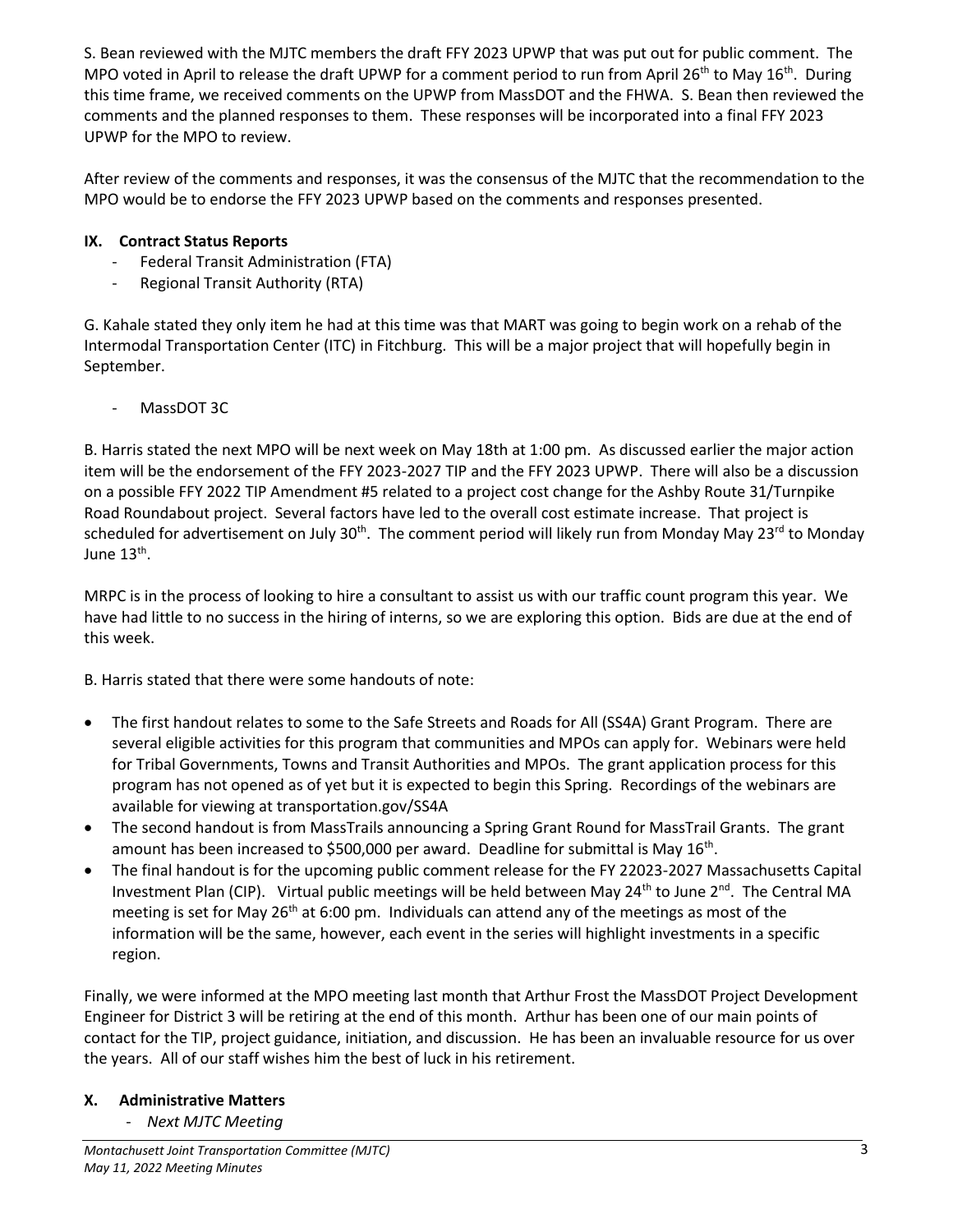S. Bean reviewed with the MJTC members the draft FFY 2023 UPWP that was put out for public comment. The MPO voted in April to release the draft UPWP for a comment period to run from April 26th to May 16th. During this time frame, we received comments on the UPWP from MassDOT and the FHWA. S. Bean then reviewed the comments and the planned responses to them. These responses will be incorporated into a final FFY 2023 UPWP for the MPO to review.

After review of the comments and responses, it was the consensus of the MJTC that the recommendation to the MPO would be to endorse the FFY 2023 UPWP based on the comments and responses presented.

## IX. Contract Status Reports

- Federal Transit Administration (FTA)
- Regional Transit Authority (RTA)

G. Kahale stated they only item he had at this time was that MART was going to begin work on a rehab of the Intermodal Transportation Center (ITC) in Fitchburg. This will be a major project that will hopefully begin in September.

- MassDOT 3C

B. Harris stated the next MPO will be next week on May 18th at 1:00 pm. As discussed earlier the major action item will be the endorsement of the FFY 2023-2027 TIP and the FFY 2023 UPWP. There will also be a discussion on a possible FFY 2022 TIP Amendment #5 related to a project cost change for the Ashby Route 31/Turnpike Road Roundabout project. Several factors have led to the overall cost estimate increase. That project is scheduled for advertisement on July 30th. The comment period will likely run from Monday May 23rd to Monday June 13th.

MRPC is in the process of looking to hire a consultant to assist us with our traffic count program this year. We have had little to no success in the hiring of interns, so we are exploring this option. Bids are due at the end of this week.

B. Harris stated that there were some handouts of note:

- The first handout relates to some to the Safe Streets and Roads for All (SS4A) Grant Program. There are several eligible activities for this program that communities and MPOs can apply for. Webinars were held for Tribal Governments, Towns and Transit Authorities and MPOs. The grant application process for this program has not opened as of yet but it is expected to begin this Spring. Recordings of the webinars are available for viewing at transportation.gov/SS4A
- The second handout is from MassTrails announcing a Spring Grant Round for MassTrail Grants. The grant amount has been increased to $500,000 per award. Deadline for submittal is May 16th.
- The final handout is for the upcoming public comment release for the FY 22023-2027 Massachusetts Capital Investment Plan (CIP). Virtual public meetings will be held between May 24th to June 2nd. The Central MA meeting is set for May 26th at 6:00 pm. Individuals can attend any of the meetings as most of the information will be the same, however, each event in the series will highlight investments in a specific region.

Finally, we were informed at the MPO meeting last month that Arthur Frost the MassDOT Project Development Engineer for District 3 will be retiring at the end of this month. Arthur has been one of our main points of contact for the TIP, project guidance, initiation, and discussion. He has been an invaluable resource for us over the years. All of our staff wishes him the best of luck in his retirement.

## X. Administrative Matters

- *Next MJTC Meeting*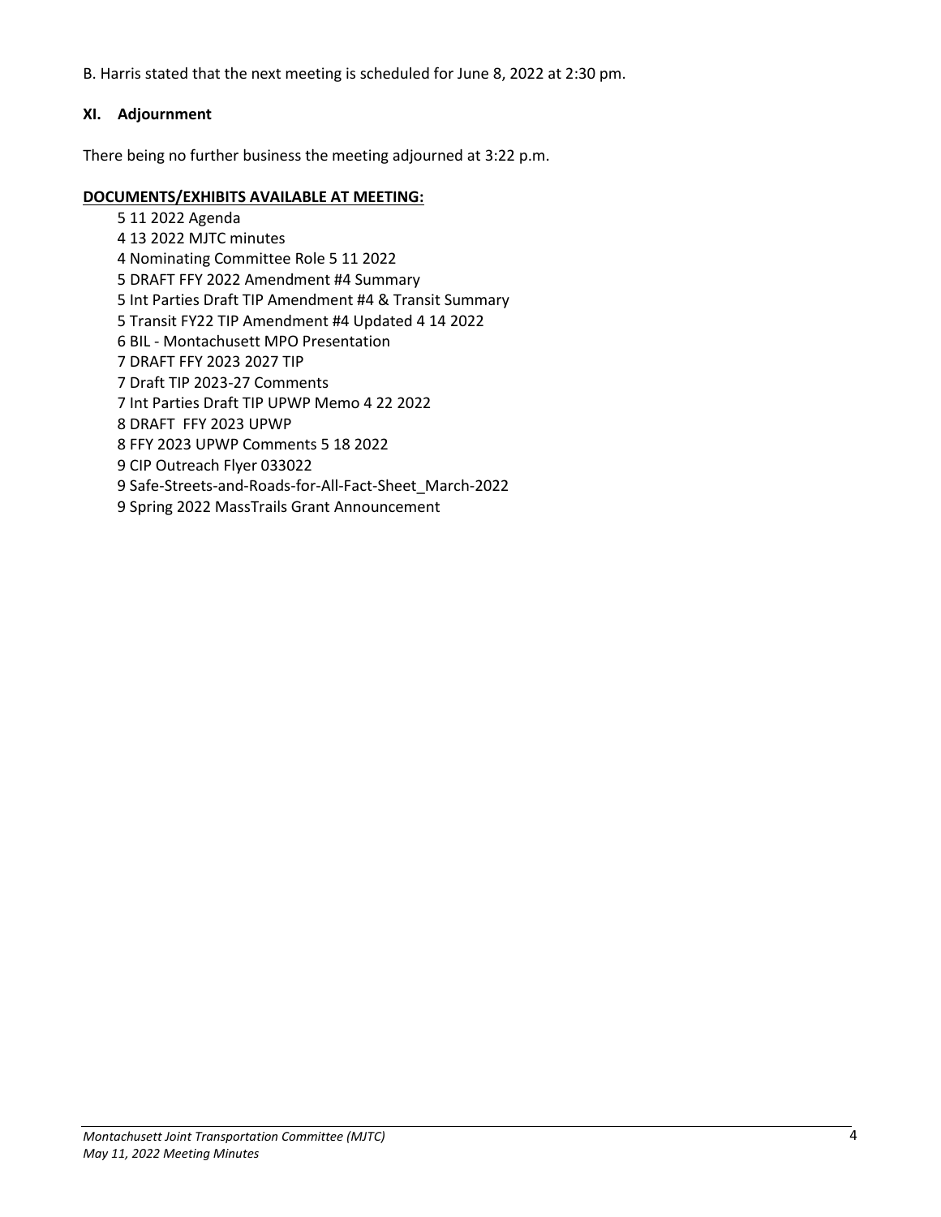B. Harris stated that the next meeting is scheduled for June 8, 2022 at 2:30 pm.

### XI. Adjournment

There being no further business the meeting adjourned at 3:22 p.m.

**DOCUMENTS/EXHIBITS AVAILABLE AT MEETING:**

5 11 2022 Agenda
4 13 2022 MJTC minutes
4 Nominating Committee Role 5 11 2022
5 DRAFT FFY 2022 Amendment #4 Summary
5 Int Parties Draft TIP Amendment #4 & Transit Summary
5 Transit FY22 TIP Amendment #4 Updated 4 14 2022
6 BIL - Montachusett MPO Presentation
7 DRAFT FFY 2023 2027 TIP
7 Draft TIP 2023-27 Comments
7 Int Parties Draft TIP UPWP Memo 4 22 2022
8 DRAFT FFY 2023 UPWP
8 FFY 2023 UPWP Comments 5 18 2022
9 CIP Outreach Flyer 033022
9 Safe-Streets-and-Roads-for-All-Fact-Sheet_March-2022
9 Spring 2022 MassTrails Grant Announcement